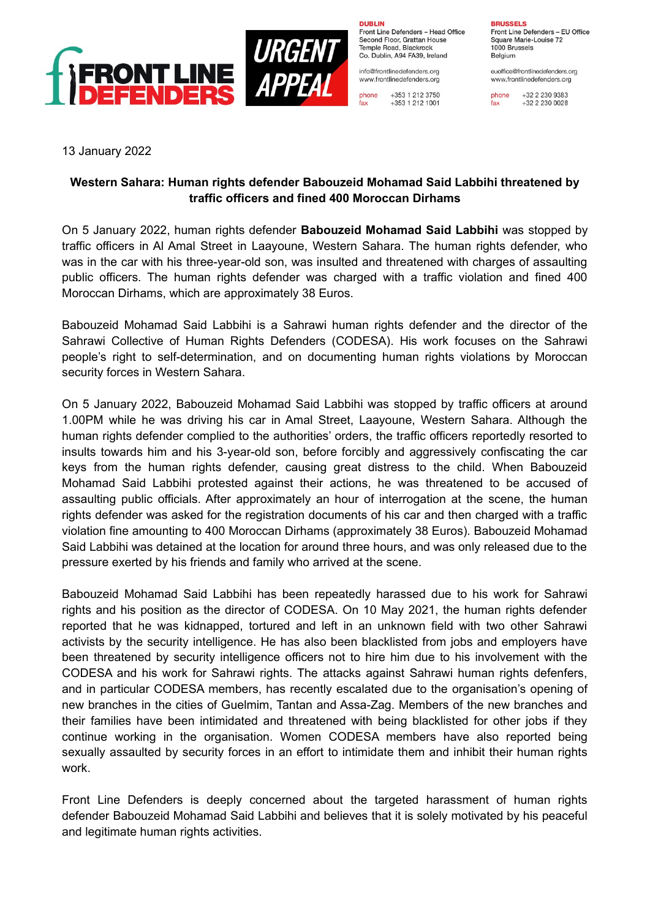**FRONT LINE DEFENDERS** **URGENT APPEAL**

**DUBLIN**
Front Line Defenders – Head Office
Second Floor, Grattan House
Temple Road, Blackrock
Co. Dublin, A94 FA39, Ireland

info@frontlinedefenders.org
www.frontlinedefenders.org

phone +353 1 212 3750
fax +353 1 212 1001

**BRUSSELS**
Front Line Defenders – EU Office
Square Marie-Louise 72
1000 Brussels
Belgium

euoffice@frontlinedefenders.org
www.frontlinedefenders.org

phone +32 2 230 9383
fax +32 2 230 0028

13 January 2022

**Western Sahara: Human rights defender Babouzeid Mohamad Said Labbihi threatened by traffic officers and fined 400 Moroccan Dirhams**

On 5 January 2022, human rights defender **Babouzeid Mohamad Said Labbihi** was stopped by traffic officers in Al Amal Street in Laayoune, Western Sahara. The human rights defender, who was in the car with his three-year-old son, was insulted and threatened with charges of assaulting public officers. The human rights defender was charged with a traffic violation and fined 400 Moroccan Dirhams, which are approximately 38 Euros.

Babouzeid Mohamad Said Labbihi is a Sahrawi human rights defender and the director of the Sahrawi Collective of Human Rights Defenders (CODESA). His work focuses on the Sahrawi people's right to self-determination, and on documenting human rights violations by Moroccan security forces in Western Sahara.

On 5 January 2022, Babouzeid Mohamad Said Labbihi was stopped by traffic officers at around 1.00PM while he was driving his car in Amal Street, Laayoune, Western Sahara. Although the human rights defender complied to the authorities' orders, the traffic officers reportedly resorted to insults towards him and his 3-year-old son, before forcibly and aggressively confiscating the car keys from the human rights defender, causing great distress to the child. When Babouzeid Mohamad Said Labbihi protested against their actions, he was threatened to be accused of assaulting public officials. After approximately an hour of interrogation at the scene, the human rights defender was asked for the registration documents of his car and then charged with a traffic violation fine amounting to 400 Moroccan Dirhams (approximately 38 Euros). Babouzeid Mohamad Said Labbihi was detained at the location for around three hours, and was only released due to the pressure exerted by his friends and family who arrived at the scene.

Babouzeid Mohamad Said Labbihi has been repeatedly harassed due to his work for Sahrawi rights and his position as the director of CODESA. On 10 May 2021, the human rights defender reported that he was kidnapped, tortured and left in an unknown field with two other Sahrawi activists by the security intelligence. He has also been blacklisted from jobs and employers have been threatened by security intelligence officers not to hire him due to his involvement with the CODESA and his work for Sahrawi rights. The attacks against Sahrawi human rights defenfers, and in particular CODESA members, has recently escalated due to the organisation's opening of new branches in the cities of Guelmim, Tantan and Assa-Zag. Members of the new branches and their families have been intimidated and threatened with being blacklisted for other jobs if they continue working in the organisation. Women CODESA members have also reported being sexually assaulted by security forces in an effort to intimidate them and inhibit their human rights work.

Front Line Defenders is deeply concerned about the targeted harassment of human rights defender Babouzeid Mohamad Said Labbihi and believes that it is solely motivated by his peaceful and legitimate human rights activities.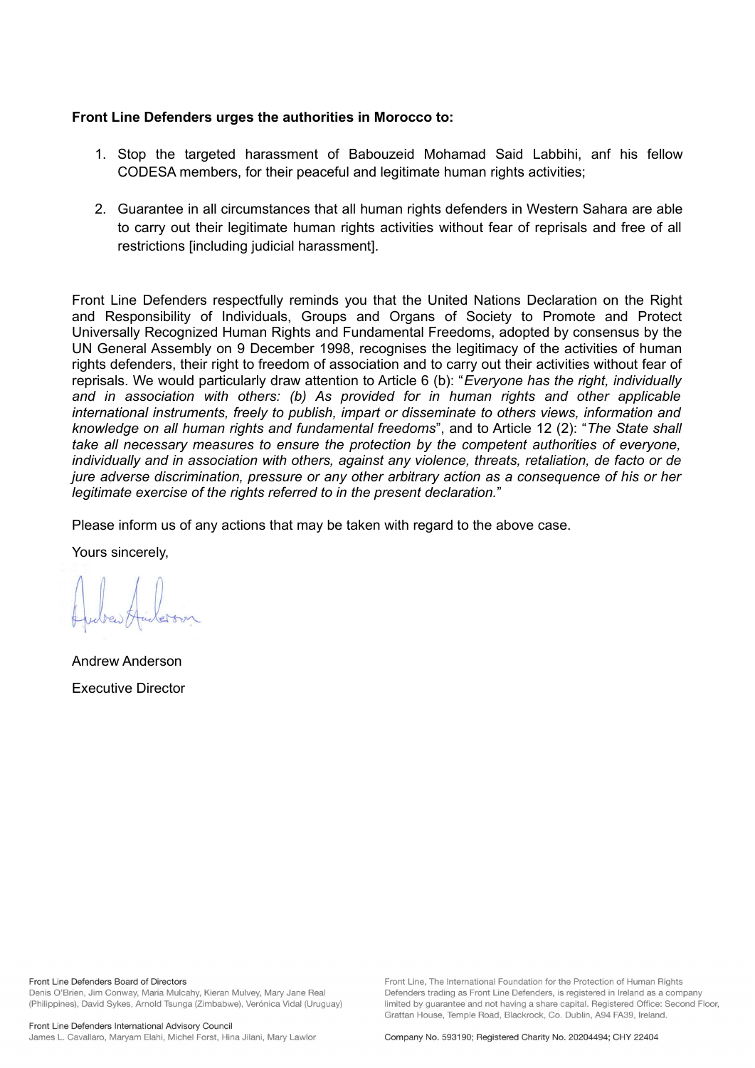**Front Line Defenders urges the authorities in Morocco to:**

1. Stop the targeted harassment of Babouzeid Mohamad Said Labbihi, anf his fellow CODESA members, for their peaceful and legitimate human rights activities;

2. Guarantee in all circumstances that all human rights defenders in Western Sahara are able to carry out their legitimate human rights activities without fear of reprisals and free of all restrictions [including judicial harassment].

Front Line Defenders respectfully reminds you that the United Nations Declaration on the Right and Responsibility of Individuals, Groups and Organs of Society to Promote and Protect Universally Recognized Human Rights and Fundamental Freedoms, adopted by consensus by the UN General Assembly on 9 December 1998, recognises the legitimacy of the activities of human rights defenders, their right to freedom of association and to carry out their activities without fear of reprisals. We would particularly draw attention to Article 6 (b): "*Everyone has the right, individually and in association with others: (b) As provided for in human rights and other applicable international instruments, freely to publish, impart or disseminate to others views, information and knowledge on all human rights and fundamental freedoms*", and to Article 12 (2): "*The State shall take all necessary measures to ensure the protection by the competent authorities of everyone, individually and in association with others, against any violence, threats, retaliation, de facto or de jure adverse discrimination, pressure or any other arbitrary action as a consequence of his or her legitimate exercise of the rights referred to in the present declaration.*"

Please inform us of any actions that may be taken with regard to the above case.

Yours sincerely,

Andrew Anderson

Executive Director

Front Line Defenders Board of Directors
Denis O'Brien, Jim Conway, Maria Mulcahy, Kieran Mulvey, Mary Jane Real (Philippines), David Sykes, Arnold Tsunga (Zimbabwe), Verónica Vidal (Uruguay)

Front Line Defenders International Advisory Council
James L. Cavallaro, Maryam Elahi, Michel Forst, Hina Jilani, Mary Lawlor

Front Line, The International Foundation for the Protection of Human Rights Defenders trading as Front Line Defenders, is registered in Ireland as a company limited by guarantee and not having a share capital. Registered Office: Second Floor, Grattan House, Temple Road, Blackrock, Co. Dublin, A94 FA39, Ireland.

Company No. 593190; Registered Charity No. 20204494; CHY 22404